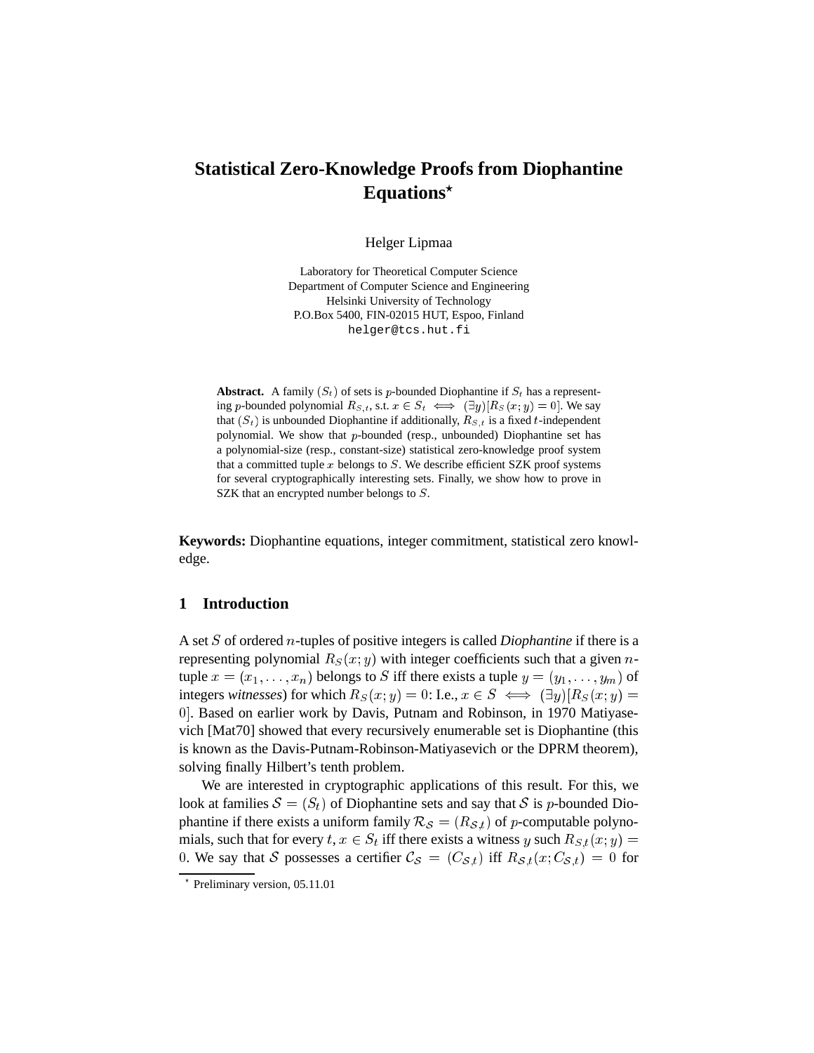# Statistical Zero-Knowledge Proofs from Diophantine Equations*

Helger Lipmaa

Laboratory for Theoretical Computer Science
Department of Computer Science and Engineering
Helsinki University of Technology
P.O.Box 5400, FIN-02015 HUT, Espoo, Finland
helger@tcs.hut.fi

**Abstract.** A family $(S_t)$ of sets is $p$-bounded Diophantine if $S_t$ has a representing $p$-bounded polynomial $R_{S,t}$, s.t. $x \in S_t \iff (\exists y)[R_S(x;y) = 0]$. We say that $(S_t)$ is unbounded Diophantine if additionally, $R_{S,t}$ is a fixed $t$-independent polynomial. We show that $p$-bounded (resp., unbounded) Diophantine set has a polynomial-size (resp., constant-size) statistical zero-knowledge proof system that a committed tuple $x$ belongs to $S$. We describe efficient SZK proof systems for several cryptographically interesting sets. Finally, we show how to prove in SZK that an encrypted number belongs to $S$.

**Keywords:** Diophantine equations, integer commitment, statistical zero knowledge.

## 1 Introduction

A set $S$ of ordered $n$-tuples of positive integers is called *Diophantine* if there is a representing polynomial $R_S(x;y)$ with integer coefficients such that a given $n$-tuple $x = (x_1, \ldots, x_n)$ belongs to $S$ iff there exists a tuple $y = (y_1, \ldots, y_m)$ of integers *witnesses*) for which $R_S(x;y) = 0$: I.e., $x \in S \iff (\exists y)[R_S(x;y) = 0]$. Based on earlier work by Davis, Putnam and Robinson, in 1970 Matiyasevich [Mat70] showed that every recursively enumerable set is Diophantine (this is known as the Davis-Putnam-Robinson-Matiyasevich or the DPRM theorem), solving finally Hilbert's tenth problem.

We are interested in cryptographic applications of this result. For this, we look at families $\mathcal{S} = (S_t)$ of Diophantine sets and say that $\mathcal{S}$ is $p$-bounded Diophantine if there exists a uniform family $\mathcal{R}_\mathcal{S} = (R_{\mathcal{S},t})$ of $p$-computable polynomials, such that for every $t, x \in S_t$ iff there exists a witness $y$ such $R_{S,t}(x;y) = 0$. We say that $\mathcal{S}$ possesses a certifier $\mathcal{C}_\mathcal{S} = (C_{\mathcal{S},t})$ iff $R_{\mathcal{S},t}(x; C_{\mathcal{S},t}) = 0$ for

* Preliminary version, 05.11.01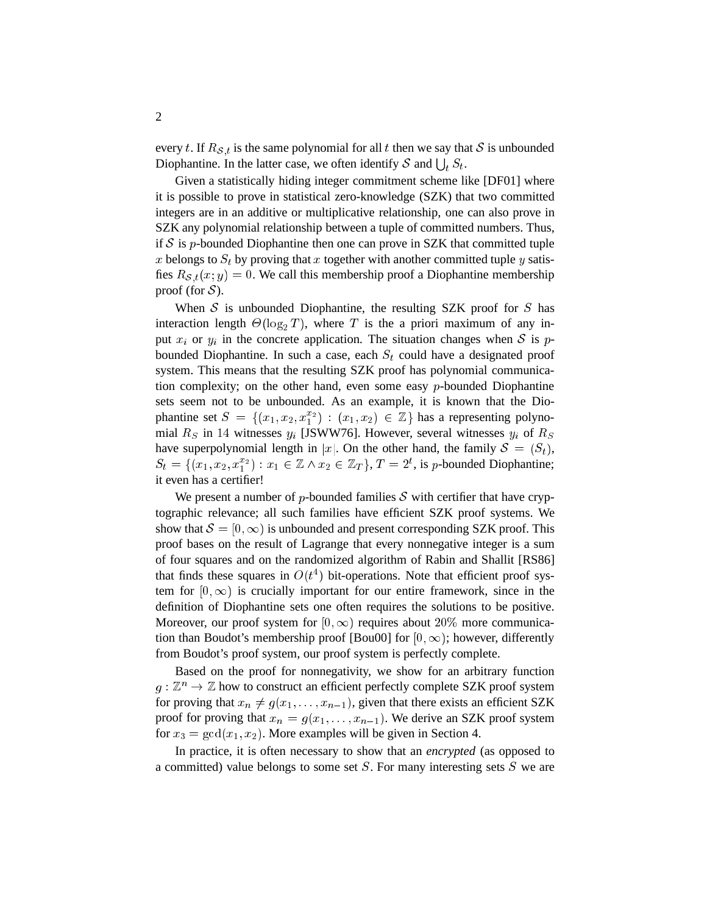every $t$. If $R_{\mathcal{S},t}$ is the same polynomial for all $t$ then we say that $\mathcal{S}$ is unbounded Diophantine. In the latter case, we often identify $\mathcal{S}$ and $\bigcup_t S_t$.

Given a statistically hiding integer commitment scheme like [DF01] where it is possible to prove in statistical zero-knowledge (SZK) that two committed integers are in an additive or multiplicative relationship, one can also prove in SZK any polynomial relationship between a tuple of committed numbers. Thus, if $\mathcal{S}$ is $p$-bounded Diophantine then one can prove in SZK that committed tuple $x$ belongs to $S_t$ by proving that $x$ together with another committed tuple $y$ satisfies $R_{\mathcal{S},t}(x; y) = 0$. We call this membership proof a Diophantine membership proof (for $\mathcal{S}$).

When $\mathcal{S}$ is unbounded Diophantine, the resulting SZK proof for $S$ has interaction length $\Theta(\log_2 T)$, where $T$ is the a priori maximum of any input $x_i$ or $y_i$ in the concrete application. The situation changes when $\mathcal{S}$ is $p$-bounded Diophantine. In such a case, each $S_t$ could have a designated proof system. This means that the resulting SZK proof has polynomial communication complexity; on the other hand, even some easy $p$-bounded Diophantine sets seem not to be unbounded. As an example, it is known that the Diophantine set $S = \{(x_1, x_2, x_1^{x_2}) : (x_1, x_2) \in \mathbb{Z}\}$ has a representing polynomial $R_S$ in $14$ witnesses $y_i$ [JSWW76]. However, several witnesses $y_i$ of $R_S$ have superpolynomial length in $|x|$. On the other hand, the family $\mathcal{S} = (S_t)$, $S_t = \{(x_1, x_2, x_1^{x_2}) : x_1 \in \mathbb{Z} \wedge x_2 \in \mathbb{Z}_T\}$, $T = 2^t$, is $p$-bounded Diophantine; it even has a certifier!

We present a number of $p$-bounded families $\mathcal{S}$ with certifier that have cryptographic relevance; all such families have efficient SZK proof systems. We show that $\mathcal{S} = [0, \infty)$ is unbounded and present corresponding SZK proof. This proof bases on the result of Lagrange that every nonnegative integer is a sum of four squares and on the randomized algorithm of Rabin and Shallit [RS86] that finds these squares in $O(t^4)$ bit-operations. Note that efficient proof system for $[0, \infty)$ is crucially important for our entire framework, since in the definition of Diophantine sets one often requires the solutions to be positive. Moreover, our proof system for $[0, \infty)$ requires about $20\%$ more communication than Boudot's membership proof [Bou00] for $[0, \infty)$; however, differently from Boudot's proof system, our proof system is perfectly complete.

Based on the proof for nonnegativity, we show for an arbitrary function $g : \mathbb{Z}^n \to \mathbb{Z}$ how to construct an efficient perfectly complete SZK proof system for proving that $x_n \neq g(x_1, \ldots, x_{n-1})$, given that there exists an efficient SZK proof for proving that $x_n = g(x_1, \ldots, x_{n-1})$. We derive an SZK proof system for $x_3 = \gcd(x_1, x_2)$. More examples will be given in Section 4.

In practice, it is often necessary to show that an *encrypted* (as opposed to a committed) value belongs to some set $S$. For many interesting sets $S$ we are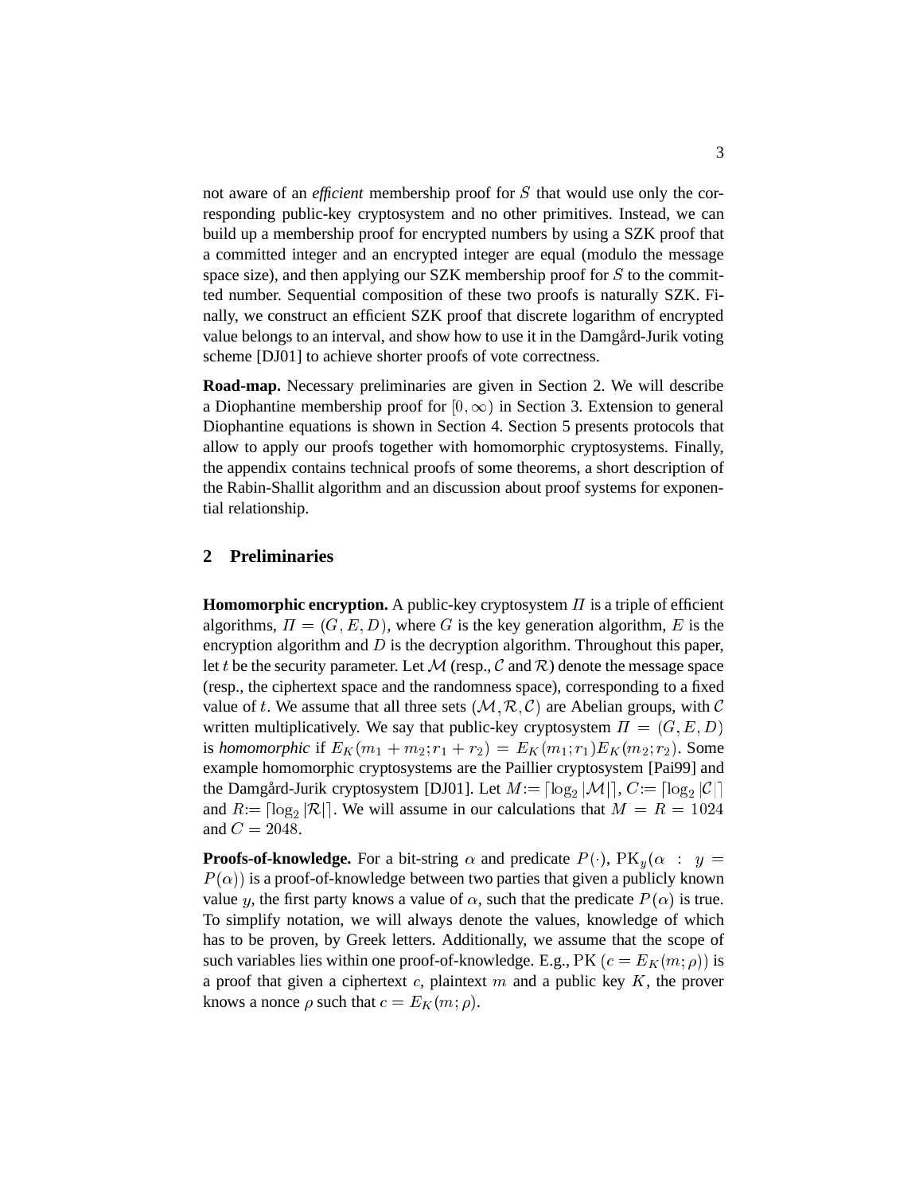not aware of an *efficient* membership proof for $S$ that would use only the corresponding public-key cryptosystem and no other primitives. Instead, we can build up a membership proof for encrypted numbers by using a SZK proof that a committed integer and an encrypted integer are equal (modulo the message space size), and then applying our SZK membership proof for $S$ to the committed number. Sequential composition of these two proofs is naturally SZK. Finally, we construct an efficient SZK proof that discrete logarithm of encrypted value belongs to an interval, and show how to use it in the Damgård-Jurik voting scheme [DJ01] to achieve shorter proofs of vote correctness.

**Road-map.** Necessary preliminaries are given in Section 2. We will describe a Diophantine membership proof for $[0, \infty)$ in Section 3. Extension to general Diophantine equations is shown in Section 4. Section 5 presents protocols that allow to apply our proofs together with homomorphic cryptosystems. Finally, the appendix contains technical proofs of some theorems, a short description of the Rabin-Shallit algorithm and an discussion about proof systems for exponential relationship.

## 2 Preliminaries

**Homomorphic encryption.** A public-key cryptosystem $\Pi$ is a triple of efficient algorithms, $\Pi = (G, E, D)$, where $G$ is the key generation algorithm, $E$ is the encryption algorithm and $D$ is the decryption algorithm. Throughout this paper, let $t$ be the security parameter. Let $\mathcal{M}$ (resp., $\mathcal{C}$ and $\mathcal{R}$) denote the message space (resp., the ciphertext space and the randomness space), corresponding to a fixed value of $t$. We assume that all three sets $(\mathcal{M}, \mathcal{R}, \mathcal{C})$ are Abelian groups, with $\mathcal{C}$ written multiplicatively. We say that public-key cryptosystem $\Pi = (G, E, D)$ is *homomorphic* if $E_K(m_1 + m_2; r_1 + r_2) = E_K(m_1; r_1)E_K(m_2; r_2)$. Some example homomorphic cryptosystems are the Paillier cryptosystem [Pai99] and the Damgård-Jurik cryptosystem [DJ01]. Let $M := \lceil \log_2 |\mathcal{M}| \rceil$, $C := \lceil \log_2 |\mathcal{C}| \rceil$ and $R := \lceil \log_2 |\mathcal{R}| \rceil$. We will assume in our calculations that $M = R = 1024$ and $C = 2048$.

**Proofs-of-knowledge.** For a bit-string $\alpha$ and predicate $P(\cdot)$, $\mathrm{PK}_y(\alpha \ : \ y = P(\alpha))$ is a proof-of-knowledge between two parties that given a publicly known value $y$, the first party knows a value of $\alpha$, such that the predicate $P(\alpha)$ is true. To simplify notation, we will always denote the values, knowledge of which has to be proven, by Greek letters. Additionally, we assume that the scope of such variables lies within one proof-of-knowledge. E.g., $\mathrm{PK}\,(c = E_K(m; \rho))$ is a proof that given a ciphertext $c$, plaintext $m$ and a public key $K$, the prover knows a nonce $\rho$ such that $c = E_K(m; \rho)$.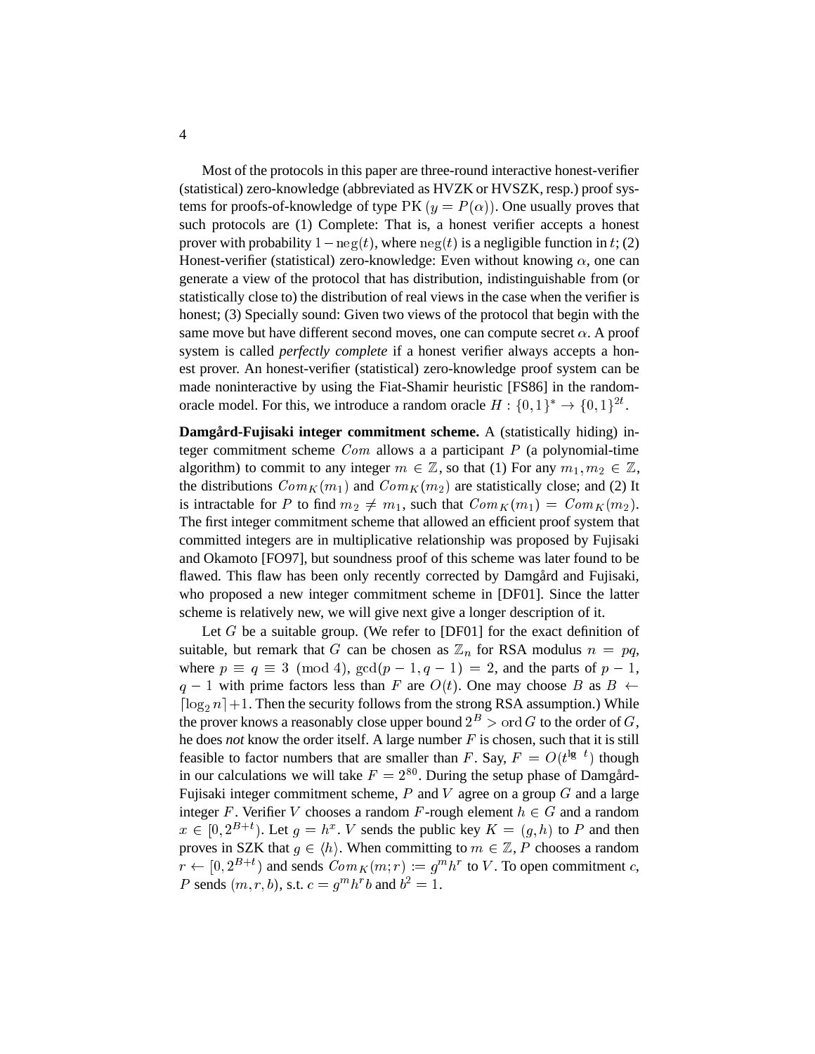Most of the protocols in this paper are three-round interactive honest-verifier (statistical) zero-knowledge (abbreviated as HVZK or HVSZK, resp.) proof systems for proofs-of-knowledge of type $\mathrm{PK}\,(y = P(\alpha))$. One usually proves that such protocols are (1) Complete: That is, a honest verifier accepts a honest prover with probability $1 - \mathrm{neg}(t)$, where $\mathrm{neg}(t)$ is a negligible function in $t$; (2) Honest-verifier (statistical) zero-knowledge: Even without knowing $\alpha$, one can generate a view of the protocol that has distribution, indistinguishable from (or statistically close to) the distribution of real views in the case when the verifier is honest; (3) Specially sound: Given two views of the protocol that begin with the same move but have different second moves, one can compute secret $\alpha$. A proof system is called *perfectly complete* if a honest verifier always accepts a honest prover. An honest-verifier (statistical) zero-knowledge proof system can be made noninteractive by using the Fiat-Shamir heuristic [FS86] in the random-oracle model. For this, we introduce a random oracle $H : \{0,1\}^* \to \{0,1\}^{2t}$.

**Damgård-Fujisaki integer commitment scheme.** A (statistically hiding) integer commitment scheme $Com$ allows a a participant $P$ (a polynomial-time algorithm) to commit to any integer $m \in \mathbb{Z}$, so that (1) For any $m_1, m_2 \in \mathbb{Z}$, the distributions $Com_K(m_1)$ and $Com_K(m_2)$ are statistically close; and (2) It is intractable for $P$ to find $m_2 \neq m_1$, such that $Com_K(m_1) = Com_K(m_2)$. The first integer commitment scheme that allowed an efficient proof system that committed integers are in multiplicative relationship was proposed by Fujisaki and Okamoto [FO97], but soundness proof of this scheme was later found to be flawed. This flaw has been only recently corrected by Damgård and Fujisaki, who proposed a new integer commitment scheme in [DF01]. Since the latter scheme is relatively new, we will give next give a longer description of it.

Let $G$ be a suitable group. (We refer to [DF01] for the exact definition of suitable, but remark that $G$ can be chosen as $\mathbb{Z}_n$ for RSA modulus $n = pq$, where $p \equiv q \equiv 3 \pmod 4$, $\gcd(p-1, q-1) = 2$, and the parts of $p-1$, $q-1$ with prime factors less than $F$ are $O(t)$. One may choose $B$ as $B \leftarrow \lceil \log_2 n \rceil + 1$. Then the security follows from the strong RSA assumption.) While the prover knows a reasonably close upper bound $2^B > \mathrm{ord}\, G$ to the order of $G$, he does *not* know the order itself. A large number $F$ is chosen, such that it is still feasible to factor numbers that are smaller than $F$. Say, $F = O(t^{\lg\ t})$ though in our calculations we will take $F = 2^{80}$. During the setup phase of Damgård-Fujisaki integer commitment scheme, $P$ and $V$ agree on a group $G$ and a large integer $F$. Verifier $V$ chooses a random $F$-rough element $h \in G$ and a random $x \in [0, 2^{B+t})$. Let $g = h^x$. $V$ sends the public key $K = (g, h)$ to $P$ and then proves in SZK that $g \in \langle h \rangle$. When committing to $m \in \mathbb{Z}$, $P$ chooses a random $r \leftarrow [0, 2^{B+t})$ and sends $Com_K(m; r) := g^m h^r$ to $V$. To open commitment $c$, $P$ sends $(m, r, b)$, s.t. $c = g^m h^r b$ and $b^2 = 1$.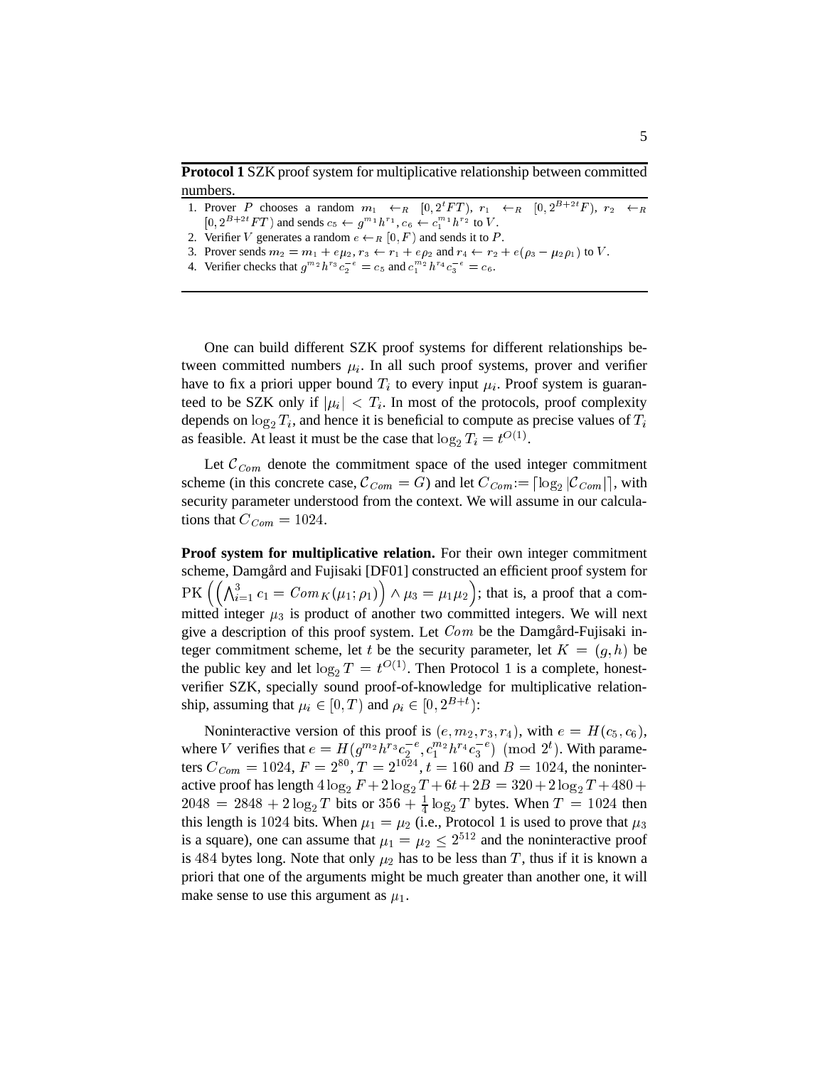**Protocol 1** SZK proof system for multiplicative relationship between committed numbers.

1. Prover $P$ chooses a random $m_1 \leftarrow_R [0, 2^t FT)$, $r_1 \leftarrow_R [0, 2^{B+2t} F)$, $r_2 \leftarrow_R [0, 2^{B+2t} FT)$ and sends $c_5 \leftarrow g^{m_1} h^{r_1}$, $c_6 \leftarrow c_1^{m_1} h^{r_2}$ to $V$.
2. Verifier $V$ generates a random $e \leftarrow_R [0, F)$ and sends it to $P$.
3. Prover sends $m_2 = m_1 + e\mu_2$, $r_3 \leftarrow r_1 + e\rho_2$ and $r_4 \leftarrow r_2 + e(\rho_3 - \mu_2 \rho_1)$ to $V$.
4. Verifier checks that $g^{m_2} h^{r_3} c_2^{-e} = c_5$ and $c_1^{m_2} h^{r_4} c_3^{-e} = c_6$.

One can build different SZK proof systems for different relationships between committed numbers $\mu_i$. In all such proof systems, prover and verifier have to fix a priori upper bound $T_i$ to every input $\mu_i$. Proof system is guaranteed to be SZK only if $|\mu_i| < T_i$. In most of the protocols, proof complexity depends on $\log_2 T_i$, and hence it is beneficial to compute as precise values of $T_i$ as feasible. At least it must be the case that $\log_2 T_i = t^{O(1)}$.

Let $\mathcal{C}_{Com}$ denote the commitment space of the used integer commitment scheme (in this concrete case, $\mathcal{C}_{Com} = G$) and let $C_{Com} := \lceil \log_2 |\mathcal{C}_{Com}| \rceil$, with security parameter understood from the context. We will assume in our calculations that $C_{Com} = 1024$.

**Proof system for multiplicative relation.** For their own integer commitment scheme, Damgård and Fujisaki [DF01] constructed an efficient proof system for $\mathrm{PK}\left(\left(\bigwedge_{i=1}^{3} c_1 = Com_K(\mu_1; \rho_1)\right) \wedge \mu_3 = \mu_1 \mu_2\right)$; that is, a proof that a committed integer $\mu_3$ is product of another two committed integers. We will next give a description of this proof system. Let $Com$ be the Damgård-Fujisaki integer commitment scheme, let $t$ be the security parameter, let $K = (g, h)$ be the public key and let $\log_2 T = t^{O(1)}$. Then Protocol 1 is a complete, honest-verifier SZK, specially sound proof-of-knowledge for multiplicative relationship, assuming that $\mu_i \in [0, T)$ and $\rho_i \in [0, 2^{B+t})$:

Noninteractive version of this proof is $(e, m_2, r_3, r_4)$, with $e = H(c_5, c_6)$, where $V$ verifies that $e = H(g^{m_2} h^{r_3} c_2^{-e}, c_1^{m_2} h^{r_4} c_3^{-e}) \pmod{2^t}$. With parameters $C_{Com} = 1024$, $F = 2^{80}$, $T = 2^{1024}$, $t = 160$ and $B = 1024$, the noninteractive proof has length $4 \log_2 F + 2 \log_2 T + 6t + 2B = 320 + 2 \log_2 T + 480 + 2048 = 2848 + 2 \log_2 T$ bits or $356 + \frac{1}{4} \log_2 T$ bytes. When $T = 1024$ then this length is 1024 bits. When $\mu_1 = \mu_2$ (i.e., Protocol 1 is used to prove that $\mu_3$ is a square), one can assume that $\mu_1 = \mu_2 \leq 2^{512}$ and the noninteractive proof is 484 bytes long. Note that only $\mu_2$ has to be less than $T$, thus if it is known a priori that one of the arguments might be much greater than another one, it will make sense to use this argument as $\mu_1$.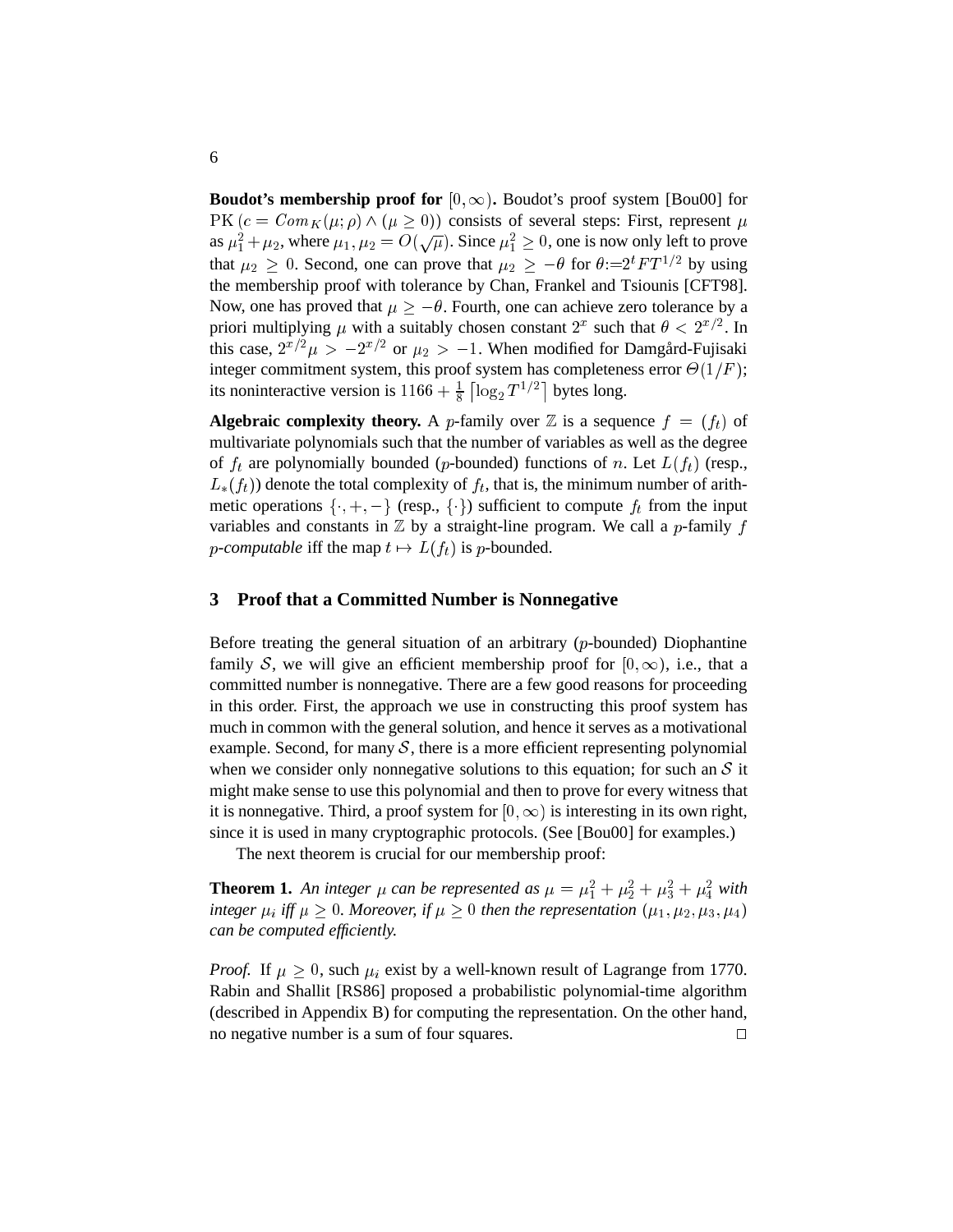**Boudot's membership proof for** $[0, \infty)$**.** Boudot's proof system [Bou00] for $\mathrm{PK}\,(c = Com_K(\mu; \rho) \wedge (\mu \geq 0))$ consists of several steps: First, represent $\mu$ as $\mu_1^2 + \mu_2$, where $\mu_1, \mu_2 = O(\sqrt{\mu})$. Since $\mu_1^2 \geq 0$, one is now only left to prove that $\mu_2 \geq 0$. Second, one can prove that $\mu_2 \geq -\theta$ for $\theta{:=}2^t F T^{1/2}$ by using the membership proof with tolerance by Chan, Frankel and Tsiounis [CFT98]. Now, one has proved that $\mu \geq -\theta$. Fourth, one can achieve zero tolerance by a priori multiplying $\mu$ with a suitably chosen constant $2^x$ such that $\theta < 2^{x/2}$. In this case, $2^{x/2}\mu > -2^{x/2}$ or $\mu_2 > -1$. When modified for Damgård-Fujisaki integer commitment system, this proof system has completeness error $\Theta(1/F)$; its noninteractive version is $1166 + \frac{1}{8}\left\lceil \log_2 T^{1/2} \right\rceil$ bytes long.

**Algebraic complexity theory.** A $p$-family over $\mathbb{Z}$ is a sequence $f = (f_t)$ of multivariate polynomials such that the number of variables as well as the degree of $f_t$ are polynomially bounded ($p$-bounded) functions of $n$. Let $L(f_t)$ (resp., $L_*(f_t)$) denote the total complexity of $f_t$, that is, the minimum number of arithmetic operations $\{\cdot, +, -\}$ (resp., $\{\cdot\}$) sufficient to compute $f_t$ from the input variables and constants in $\mathbb{Z}$ by a straight-line program. We call a $p$-family $f$ *$p$-computable* iff the map $t \mapsto L(f_t)$ is $p$-bounded.

## 3 Proof that a Committed Number is Nonnegative

Before treating the general situation of an arbitrary ($p$-bounded) Diophantine family $\mathcal{S}$, we will give an efficient membership proof for $[0, \infty)$, i.e., that a committed number is nonnegative. There are a few good reasons for proceeding in this order. First, the approach we use in constructing this proof system has much in common with the general solution, and hence it serves as a motivational example. Second, for many $\mathcal{S}$, there is a more efficient representing polynomial when we consider only nonnegative solutions to this equation; for such an $\mathcal{S}$ it might make sense to use this polynomial and then to prove for every witness that it is nonnegative. Third, a proof system for $[0, \infty)$ is interesting in its own right, since it is used in many cryptographic protocols. (See [Bou00] for examples.)

The next theorem is crucial for our membership proof:

**Theorem 1.** *An integer $\mu$ can be represented as $\mu = \mu_1^2 + \mu_2^2 + \mu_3^2 + \mu_4^2$ with integer $\mu_i$ iff $\mu \geq 0$. Moreover, if $\mu \geq 0$ then the representation $(\mu_1, \mu_2, \mu_3, \mu_4)$ can be computed efficiently.*

*Proof.* If $\mu \geq 0$, such $\mu_i$ exist by a well-known result of Lagrange from 1770. Rabin and Shallit [RS86] proposed a probabilistic polynomial-time algorithm (described in Appendix B) for computing the representation. On the other hand, no negative number is a sum of four squares. $\square$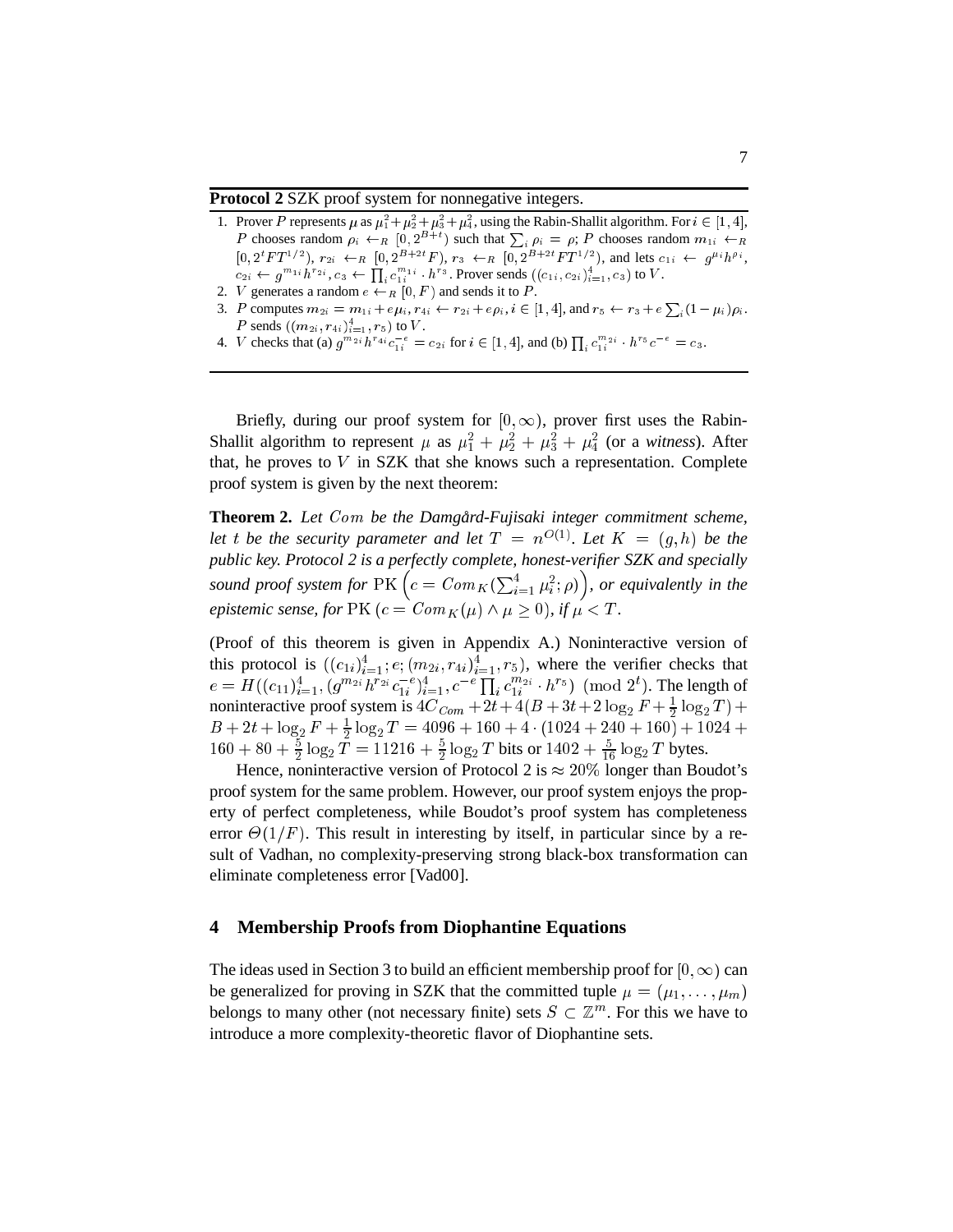**Protocol 2** SZK proof system for nonnegative integers.

1. Prover $P$ represents $\mu$ as $\mu_1^2+\mu_2^2+\mu_3^2+\mu_4^2$, using the Rabin-Shallit algorithm. For $i \in [1,4]$, $P$ chooses random $\rho_i \leftarrow_R [0, 2^{B+t})$ such that $\sum_i \rho_i = \rho$; $P$ chooses random $m_{1i} \leftarrow_R [0, 2^t F T^{1/2})$, $r_{2i} \leftarrow_R [0, 2^{B+2t} F)$, $r_3 \leftarrow_R [0, 2^{B+2t} F T^{1/2})$, and lets $c_{1i} \leftarrow g^{\mu_i} h^{\rho_i}$, $c_{2i} \leftarrow g^{m_{1i}} h^{r_{2i}}$, $c_3 \leftarrow \prod_i c_{1i}^{m_{1i}} \cdot h^{r_3}$. Prover sends $((c_{1i}, c_{2i})_{i=1}^4, c_3)$ to $V$.
2. $V$ generates a random $e \leftarrow_R [0, F)$ and sends it to $P$.
3. $P$ computes $m_{2i} = m_{1i} + e\mu_i$, $r_{4i} \leftarrow r_{2i} + e\rho_i$, $i \in [1,4]$, and $r_5 \leftarrow r_3 + e\sum_i (1-\mu_i)\rho_i$. $P$ sends $((m_{2i}, r_{4i})_{i=1}^4, r_5)$ to $V$.
4. $V$ checks that (a) $g^{m_{2i}} h^{r_{4i}} c_{1i}^{-e} = c_{2i}$ for $i \in [1,4]$, and (b) $\prod_i c_{1i}^{m_{2i}} \cdot h^{r_5} c^{-e} = c_3$.

Briefly, during our proof system for $[0, \infty)$, prover first uses the Rabin-Shallit algorithm to represent $\mu$ as $\mu_1^2 + \mu_2^2 + \mu_3^2 + \mu_4^2$ (or a *witness*). After that, he proves to $V$ in SZK that she knows such a representation. Complete proof system is given by the next theorem:

**Theorem 2.** *Let $Com$ be the Damgård-Fujisaki integer commitment scheme, let $t$ be the security parameter and let $T = n^{O(1)}$. Let $K = (g, h)$ be the public key. Protocol 2 is a perfectly complete, honest-verifier SZK and specially sound proof system for* $\mathrm{PK}\left(c = Com_K(\sum_{i=1}^4 \mu_i^2; \rho)\right)$, *or equivalently in the epistemic sense, for* $\mathrm{PK}\,(c = Com_K(\mu) \wedge \mu \geq 0)$, *if $\mu < T$.*

(Proof of this theorem is given in Appendix A.) Noninteractive version of this protocol is $((c_{1i})_{i=1}^4; e; (m_{2i}, r_{4i})_{i=1}^4, r_5)$, where the verifier checks that $e = H((c_{11})_{i=1}^4, (g^{m_{2i}} h^{r_{2i}} c_{1i}^{-e})_{i=1}^4, c^{-e} \prod_i c_{1i}^{m_{2i}} \cdot h^{r_5}) \pmod{2^t}$. The length of noninteractive proof system is $4C_{Com} + 2t + 4(B + 3t + 2\log_2 F + \frac{1}{2}\log_2 T) + B + 2t + \log_2 F + \frac{1}{2}\log_2 T = 4096 + 160 + 4 \cdot (1024 + 240 + 160) + 1024 + 160 + 80 + \frac{5}{2}\log_2 T = 11216 + \frac{5}{2}\log_2 T$ bits or $1402 + \frac{5}{16}\log_2 T$ bytes.

Hence, noninteractive version of Protocol 2 is $\approx 20\%$ longer than Boudot's proof system for the same problem. However, our proof system enjoys the property of perfect completeness, while Boudot's proof system has completeness error $\Theta(1/F)$. This result in interesting by itself, in particular since by a result of Vadhan, no complexity-preserving strong black-box transformation can eliminate completeness error [Vad00].

## 4 Membership Proofs from Diophantine Equations

The ideas used in Section 3 to build an efficient membership proof for $[0, \infty)$ can be generalized for proving in SZK that the committed tuple $\mu = (\mu_1, \ldots, \mu_m)$ belongs to many other (not necessary finite) sets $S \subset \mathbb{Z}^m$. For this we have to introduce a more complexity-theoretic flavor of Diophantine sets.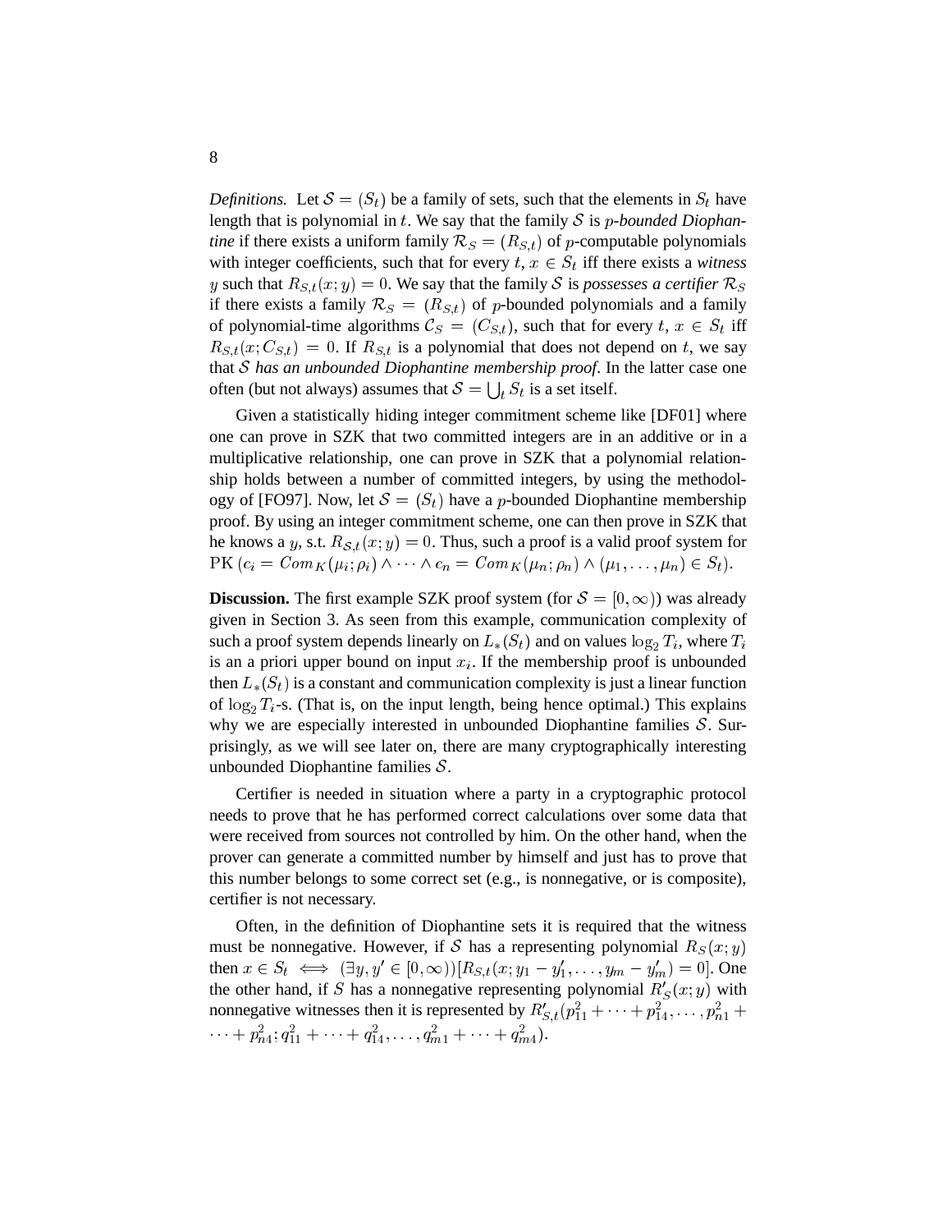*Definitions.* Let $\mathcal{S} = (S_t)$ be a family of sets, such that the elements in $S_t$ have length that is polynomial in $t$. We say that the family $\mathcal{S}$ is *$p$-bounded Diophantine* if there exists a uniform family $\mathcal{R}_S = (R_{S,t})$ of $p$-computable polynomials with integer coefficients, such that for every $t$, $x \in S_t$ iff there exists a *witness* $y$ such that $R_{S,t}(x; y) = 0$. We say that the family $\mathcal{S}$ is *possesses a certifier $\mathcal{R}_S$* if there exists a family $\mathcal{R}_S = (R_{S,t})$ of $p$-bounded polynomials and a family of polynomial-time algorithms $\mathcal{C}_S = (C_{S,t})$, such that for every $t$, $x \in S_t$ iff $R_{S,t}(x; C_{S,t}) = 0$. If $R_{S,t}$ is a polynomial that does not depend on $t$, we say that $\mathcal{S}$ *has an unbounded Diophantine membership proof*. In the latter case one often (but not always) assumes that $\mathcal{S} = \bigcup_t S_t$ is a set itself.

Given a statistically hiding integer commitment scheme like [DF01] where one can prove in SZK that two committed integers are in an additive or in a multiplicative relationship, one can prove in SZK that a polynomial relationship holds between a number of committed integers, by using the methodology of [FO97]. Now, let $\mathcal{S} = (S_t)$ have a $p$-bounded Diophantine membership proof. By using an integer commitment scheme, one can then prove in SZK that he knows a $y$, s.t. $R_{\mathcal{S},t}(x; y) = 0$. Thus, such a proof is a valid proof system for $\mathrm{PK}\,(c_i = \mathit{Com}_K(\mu_i; \rho_i) \wedge \cdots \wedge c_n = \mathit{Com}_K(\mu_n; \rho_n) \wedge (\mu_1, \ldots, \mu_n) \in S_t)$.

**Discussion.** The first example SZK proof system (for $\mathcal{S} = [0, \infty)$) was already given in Section 3. As seen from this example, communication complexity of such a proof system depends linearly on $L_*(S_t)$ and on values $\log_2 T_i$, where $T_i$ is an a priori upper bound on input $x_i$. If the membership proof is unbounded then $L_*(S_t)$ is a constant and communication complexity is just a linear function of $\log_2 T_i$-s. (That is, on the input length, being hence optimal.) This explains why we are especially interested in unbounded Diophantine families $\mathcal{S}$. Surprisingly, as we will see later on, there are many cryptographically interesting unbounded Diophantine families $\mathcal{S}$.

Certifier is needed in situation where a party in a cryptographic protocol needs to prove that he has performed correct calculations over some data that were received from sources not controlled by him. On the other hand, when the prover can generate a committed number by himself and just has to prove that this number belongs to some correct set (e.g., is nonnegative, or is composite), certifier is not necessary.

Often, in the definition of Diophantine sets it is required that the witness must be nonnegative. However, if $\mathcal{S}$ has a representing polynomial $R_S(x; y)$ then $x \in S_t \iff (\exists y, y' \in [0, \infty))[R_{S,t}(x; y_1 - y_1', \ldots, y_m - y_m') = 0]$. One the other hand, if $S$ has a nonnegative representing polynomial $R'_S(x; y)$ with nonnegative witnesses then it is represented by $R'_{S,t}(p_{11}^2 + \cdots + p_{14}^2, \ldots, p_{n1}^2 + \cdots + p_{n4}^2; q_{11}^2 + \cdots + q_{14}^2, \ldots, q_{m1}^2 + \cdots + q_{m4}^2)$.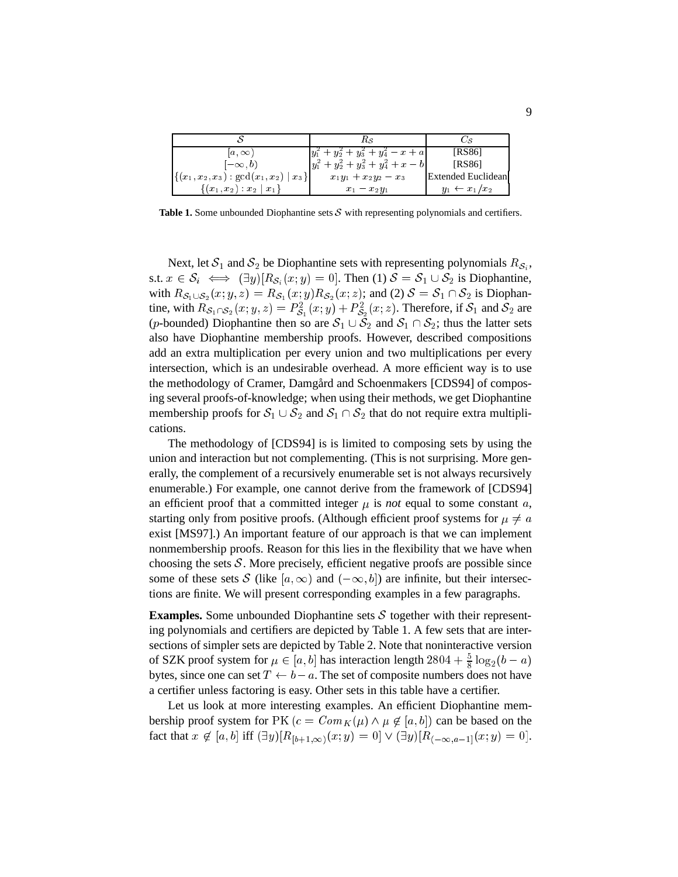| $\mathcal{S}$ | $R_{\mathcal{S}}$ | $C_{\mathcal{S}}$ |
|---|---|---|
| $[a, \infty)$ | $y_1^2 + y_2^2 + y_3^2 + y_4^2 - x + a$ | [RS86] |
| $[-\infty, b)$ | $y_1^2 + y_2^2 + y_3^2 + y_4^2 + x - b$ | [RS86] |
| $\{(x_1, x_2, x_3) : \gcd(x_1, x_2) \mid x_3\}$ | $x_1 y_1 + x_2 y_2 - x_3$ | Extended Euclidean |
| $\{(x_1, x_2) : x_2 \mid x_1\}$ | $x_1 - x_2 y_1$ | $y_1 \leftarrow x_1/x_2$ |

**Table 1.** Some unbounded Diophantine sets $\mathcal{S}$ with representing polynomials and certifiers.

Next, let $\mathcal{S}_1$ and $\mathcal{S}_2$ be Diophantine sets with representing polynomials $R_{\mathcal{S}_i}$, s.t. $x \in \mathcal{S}_i \iff (\exists y)[R_{\mathcal{S}_i}(x; y) = 0]$. Then (1) $\mathcal{S} = \mathcal{S}_1 \cup \mathcal{S}_2$ is Diophantine, with $R_{\mathcal{S}_1 \cup \mathcal{S}_2}(x; y, z) = R_{\mathcal{S}_1}(x; y) R_{\mathcal{S}_2}(x; z)$; and (2) $\mathcal{S} = \mathcal{S}_1 \cap \mathcal{S}_2$ is Diophantine, with $R_{\mathcal{S}_1 \cap \mathcal{S}_2}(x; y, z) = P^2_{\mathcal{S}_1}(x; y) + P^2_{\mathcal{S}_2}(x; z)$. Therefore, if $\mathcal{S}_1$ and $\mathcal{S}_2$ are ($p$-bounded) Diophantine then so are $\mathcal{S}_1 \cup \mathcal{S}_2$ and $\mathcal{S}_1 \cap \mathcal{S}_2$; thus the latter sets also have Diophantine membership proofs. However, described compositions add an extra multiplication per every union and two multiplications per every intersection, which is an undesirable overhead. A more efficient way is to use the methodology of Cramer, Damgård and Schoenmakers [CDS94] of composing several proofs-of-knowledge; when using their methods, we get Diophantine membership proofs for $\mathcal{S}_1 \cup \mathcal{S}_2$ and $\mathcal{S}_1 \cap \mathcal{S}_2$ that do not require extra multiplications.

The methodology of [CDS94] is is limited to composing sets by using the union and interaction but not complementing. (This is not surprising. More generally, the complement of a recursively enumerable set is not always recursively enumerable.) For example, one cannot derive from the framework of [CDS94] an efficient proof that a committed integer $\mu$ is *not* equal to some constant $a$, starting only from positive proofs. (Although efficient proof systems for $\mu \neq a$ exist [MS97].) An important feature of our approach is that we can implement nonmembership proofs. Reason for this lies in the flexibility that we have when choosing the sets $\mathcal{S}$. More precisely, efficient negative proofs are possible since some of these sets $\mathcal{S}$ (like $[a, \infty)$ and $(-\infty, b]$) are infinite, but their intersections are finite. We will present corresponding examples in a few paragraphs.

**Examples.** Some unbounded Diophantine sets $\mathcal{S}$ together with their representing polynomials and certifiers are depicted by Table 1. A few sets that are intersections of simpler sets are depicted by Table 2. Note that noninteractive version of SZK proof system for $\mu \in [a, b]$ has interaction length $2804 + \frac{5}{8}\log_2(b - a)$ bytes, since one can set $T \leftarrow b - a$. The set of composite numbers does not have a certifier unless factoring is easy. Other sets in this table have a certifier.

Let us look at more interesting examples. An efficient Diophantine membership proof system for $\mathrm{PK}\,(c = Com_K(\mu) \wedge \mu \notin [a, b])$ can be based on the fact that $x \notin [a, b]$ iff $(\exists y)[R_{[b+1, \infty)}(x; y) = 0] \vee (\exists y)[R_{(-\infty, a-1]}(x; y) = 0]$.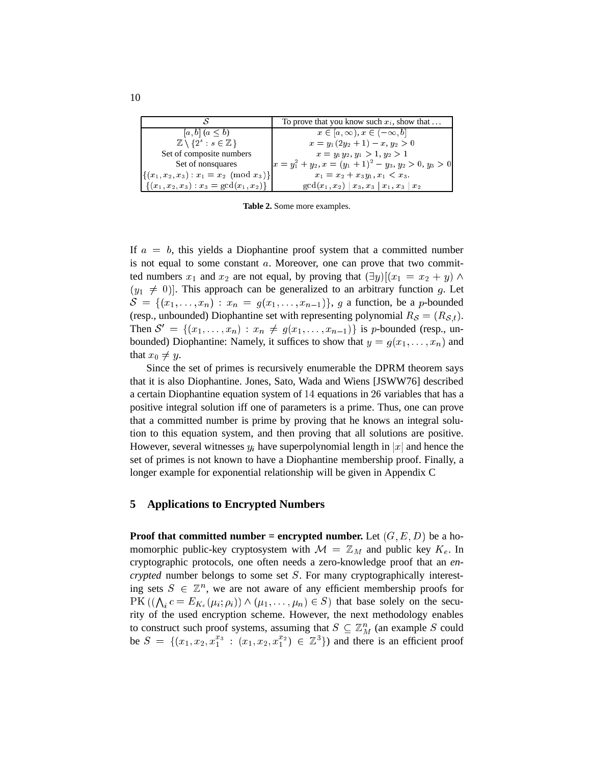| $\mathcal{S}$ | To prove that you know such $x_i$, show that ... |
|---|---|
| $[a, b]$ $(a \leq b)$ | $x \in [a, \infty), x \in (-\infty, b]$ |
| $\mathbb{Z} \setminus \{2^s : s \in \mathbb{Z}\}$ | $x = y_1(2y_2 + 1) - x, y_2 > 0$ |
| Set of composite numbers | $x = y_1 y_2, y_1 > 1, y_2 > 1$ |
| Set of nonsquares | $x = y_1^2 + y_2, x = (y_1 + 1)^2 - y_3, y_2 > 0, y_3 > 0$ |
| $\{(x_1, x_2, x_3) : x_1 = x_2 \pmod{x_3}\}$ | $x_1 = x_2 + x_3 y_1, x_1 < x_3.$ |
| $\{(x_1, x_2, x_3) : x_3 = \gcd(x_1, x_2)\}$ | $\gcd(x_1, x_2) \mid x_3, x_3 \mid x_1, x_3 \mid x_2$ |

**Table 2.** Some more examples.

If $a = b$, this yields a Diophantine proof system that a committed number is not equal to some constant $a$. Moreover, one can prove that two committed numbers $x_1$ and $x_2$ are not equal, by proving that $(\exists y)[(x_1 = x_2 + y) \wedge (y_1 \neq 0)]$. This approach can be generalized to an arbitrary function $g$. Let $\mathcal{S} = \{(x_1, \ldots, x_n) : x_n = g(x_1, \ldots, x_{n-1})\}$, $g$ a function, be a $p$-bounded (resp., unbounded) Diophantine set with representing polynomial $R_{\mathcal{S}} = (R_{\mathcal{S},t})$. Then $\mathcal{S}' = \{(x_1, \ldots, x_n) : x_n \neq g(x_1, \ldots, x_{n-1})\}$ is $p$-bounded (resp., unbounded) Diophantine: Namely, it suffices to show that $y = g(x_1, \ldots, x_n)$ and that $x_0 \neq y$.

Since the set of primes is recursively enumerable the DPRM theorem says that it is also Diophantine. Jones, Sato, Wada and Wiens [JSWW76] described a certain Diophantine equation system of $14$ equations in $26$ variables that has a positive integral solution iff one of parameters is a prime. Thus, one can prove that a committed number is prime by proving that he knows an integral solution to this equation system, and then proving that all solutions are positive. However, several witnesses $y_i$ have superpolynomial length in $|x|$ and hence the set of primes is not known to have a Diophantine membership proof. Finally, a longer example for exponential relationship will be given in Appendix C

## 5 Applications to Encrypted Numbers

**Proof that committed number = encrypted number.** Let $(G, E, D)$ be a homomorphic public-key cryptosystem with $\mathcal{M} = \mathbb{Z}_M$ and public key $K_e$. In cryptographic protocols, one often needs a zero-knowledge proof that an *encrypted* number belongs to some set $S$. For many cryptographically interesting sets $S \in \mathbb{Z}^n$, we are not aware of any efficient membership proofs for $\mathrm{PK}\left((\bigwedge_i c = E_{K_e}(\mu_i; \rho_i)) \wedge (\mu_1, \ldots, \mu_n) \in S\right)$ that base solely on the security of the used encryption scheme. However, the next methodology enables to construct such proof systems, assuming that $S \subseteq \mathbb{Z}_M^n$ (an example $S$ could be $S = \{(x_1, x_2, x_1^{x_3} : (x_1, x_2, x_1^{x_2}) \in \mathbb{Z}^3\})$ and there is an efficient proof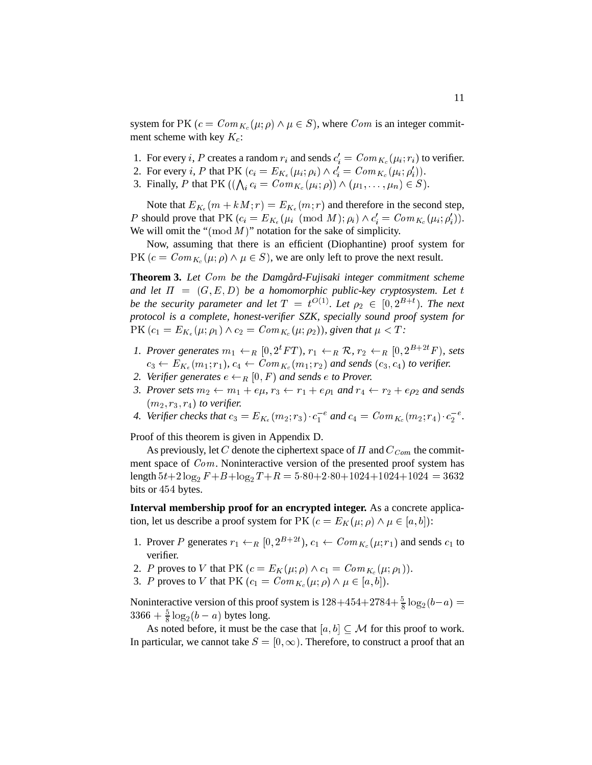system for PK $(c = Com_{K_c}(\mu;\rho) \wedge \mu \in S)$, where $Com$ is an integer commitment scheme with key $K_c$:

1. For every $i$, $P$ creates a random $r_i$ and sends $c'_i = Com_{K_c}(\mu_i; r_i)$ to verifier.
2. For every $i$, $P$ that PK $(c_i = E_{K_e}(\mu_i;\rho_i) \wedge c'_i = Com_{K_c}(\mu_i;\rho'_i))$.
3. Finally, $P$ that PK $((\bigwedge_i c_i = Com_{K_c}(\mu_i;\rho)) \wedge (\mu_1, \dots, \mu_n) \in S)$.

Note that $E_{K_e}(m + kM; r) = E_{K_e}(m;r)$ and therefore in the second step, $P$ should prove that PK $(c_i = E_{K_e}(\mu_i \pmod M; \rho_i) \wedge c'_i = Com_{K_c}(\mu_i;\rho'_i))$. We will omit the "$(\bmod M)$" notation for the sake of simplicity.

Now, assuming that there is an efficient (Diophantine) proof system for PK $(c = Com_{K_c}(\mu;\rho) \wedge \mu \in S)$, we are only left to prove the next result.

**Theorem 3.** *Let $Com$ be the Damgård-Fujisaki integer commitment scheme and let $\Pi = (G, E, D)$ be a homomorphic public-key cryptosystem. Let $t$ be the security parameter and let $T = t^{O(1)}$. Let $\rho_2 \in [0, 2^{B+t})$. The next protocol is a complete, honest-verifier SZK, specially sound proof system for* PK $(c_1 = E_{K_e}(\mu;\rho_1) \wedge c_2 = Com_{K_c}(\mu;\rho_2))$*, given that $\mu < T$:*

1. *Prover generates $m_1 \leftarrow_R [0, 2^t FT)$, $r_1 \leftarrow_R \mathcal{R}$, $r_2 \leftarrow_R [0, 2^{B+2t}F)$, sets $c_3 \leftarrow E_{K_e}(m_1;r_1)$, $c_4 \leftarrow Com_{K_c}(m_1;r_2)$ and sends $(c_3, c_4)$ to verifier.*
2. *Verifier generates $e \leftarrow_R [0, F)$ and sends $e$ to Prover.*
3. *Prover sets $m_2 \leftarrow m_1 + e\mu$, $r_3 \leftarrow r_1 + e\rho_1$ and $r_4 \leftarrow r_2 + e\rho_2$ and sends $(m_2, r_3, r_4)$ to verifier.*
4. *Verifier checks that $c_3 = E_{K_e}(m_2;r_3) \cdot c_1^{-e}$ and $c_4 = Com_{K_c}(m_2;r_4) \cdot c_2^{-e}$.*

Proof of this theorem is given in Appendix D.

As previously, let $C$ denote the ciphertext space of $\Pi$ and $C_{Com}$ the commitment space of $Com$. Noninteractive version of the presented proof system has length $5t + 2\log_2 F + B + \log_2 T + R = 5 \cdot 80 + 2 \cdot 80 + 1024 + 1024 + 1024 = 3632$ bits or $454$ bytes.

**Interval membership proof for an encrypted integer.** As a concrete application, let us describe a proof system for PK $(c = E_K(\mu;\rho) \wedge \mu \in [a, b])$:

1. Prover $P$ generates $r_1 \leftarrow_R [0, 2^{B+2t})$, $c_1 \leftarrow Com_{K_c}(\mu; r_1)$ and sends $c_1$ to verifier.
2. $P$ proves to $V$ that PK $(c = E_K(\mu;\rho) \wedge c_1 = Com_{K_c}(\mu;\rho_1))$.
3. $P$ proves to $V$ that PK $(c_1 = Com_{K_c}(\mu;\rho) \wedge \mu \in [a, b])$.

Noninteractive version of this proof system is $128 + 454 + 2784 + \frac{5}{8}\log_2(b-a) = 3366 + \frac{5}{8}\log_2(b-a)$ bytes long.

As noted before, it must be the case that $[a, b] \subseteq \mathcal{M}$ for this proof to work. In particular, we cannot take $S = [0, \infty)$. Therefore, to construct a proof that an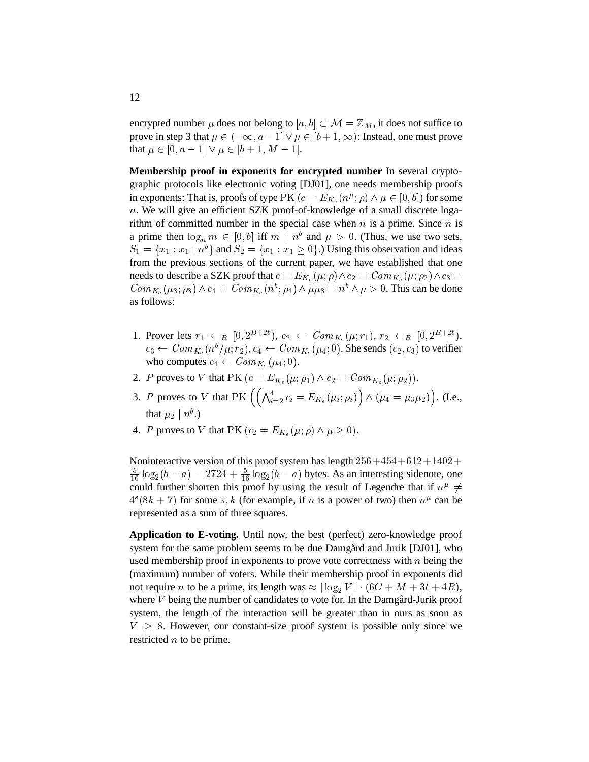encrypted number $\mu$ does not belong to $[a, b] \subset \mathcal{M} = \mathbb{Z}_M$, it does not suffice to prove in step 3 that $\mu \in (-\infty, a-1] \vee \mu \in [b+1, \infty)$: Instead, one must prove that $\mu \in [0, a-1] \vee \mu \in [b+1, M-1]$.

**Membership proof in exponents for encrypted number** In several cryptographic protocols like electronic voting [DJ01], one needs membership proofs in exponents: That is, proofs of type PK $(c = E_{K_e}(n^\mu; \rho) \wedge \mu \in [0, b])$ for some $n$. We will give an efficient SZK proof-of-knowledge of a small discrete logarithm of committed number in the special case when $n$ is a prime. Since $n$ is a prime then $\log_n m \in [0, b]$ iff $m \mid n^b$ and $\mu > 0$. (Thus, we use two sets, $S_1 = \{x_1 : x_1 \mid n^b\}$ and $S_2 = \{x_1 : x_1 \geq 0\}$.) Using this observation and ideas from the previous sections of the current paper, we have established that one needs to describe a SZK proof that $c = E_{K_e}(\mu; \rho) \wedge c_2 = Com_{K_c}(\mu; \rho_2) \wedge c_3 = Com_{K_c}(\mu_3; \rho_3) \wedge c_4 = Com_{K_c}(n^b; \rho_4) \wedge \mu\mu_3 = n^b \wedge \mu > 0$. This can be done as follows:

1. Prover lets $r_1 \leftarrow_R [0, 2^{B+2t})$, $c_2 \leftarrow Com_{K_c}(\mu; r_1)$, $r_2 \leftarrow_R [0, 2^{B+2t})$, $c_3 \leftarrow Com_{K_c}(n^b/\mu; r_2)$, $c_4 \leftarrow Com_{K_c}(\mu_4; 0)$. She sends $(c_2, c_3)$ to verifier who computes $c_4 \leftarrow Com_{K_c}(\mu_4; 0)$.
2. $P$ proves to $V$ that PK $(c = E_{K_e}(\mu; \rho_1) \wedge c_2 = Com_{K_c}(\mu; \rho_2))$.
3. $P$ proves to $V$ that PK $\left(\left(\bigwedge_{i=2}^{4} c_i = E_{K_e}(\mu_i; \rho_i)\right) \wedge (\mu_4 = \mu_3\mu_2)\right)$. (I.e., that $\mu_2 \mid n^b$.)
4. $P$ proves to $V$ that PK $(c_2 = E_{K_e}(\mu; \rho) \wedge \mu \geq 0)$.

Noninteractive version of this proof system has length $256 + 454 + 612 + 1402 + \frac{5}{16}\log_2(b-a) = 2724 + \frac{5}{16}\log_2(b-a)$ bytes. As an interesting sidenote, one could further shorten this proof by using the result of Legendre that if $n^\mu \neq 4^s(8k+7)$ for some $s, k$ (for example, if $n$ is a power of two) then $n^\mu$ can be represented as a sum of three squares.

**Application to E-voting.** Until now, the best (perfect) zero-knowledge proof system for the same problem seems to be due Damgård and Jurik [DJ01], who used membership proof in exponents to prove vote correctness with $n$ being the (maximum) number of voters. While their membership proof in exponents did not require $n$ to be a prime, its length was $\approx \lceil \log_2 V \rceil \cdot (6C + M + 3t + 4R)$, where $V$ being the number of candidates to vote for. In the Damgård-Jurik proof system, the length of the interaction will be greater than in ours as soon as $V \geq 8$. However, our constant-size proof system is possible only since we restricted $n$ to be prime.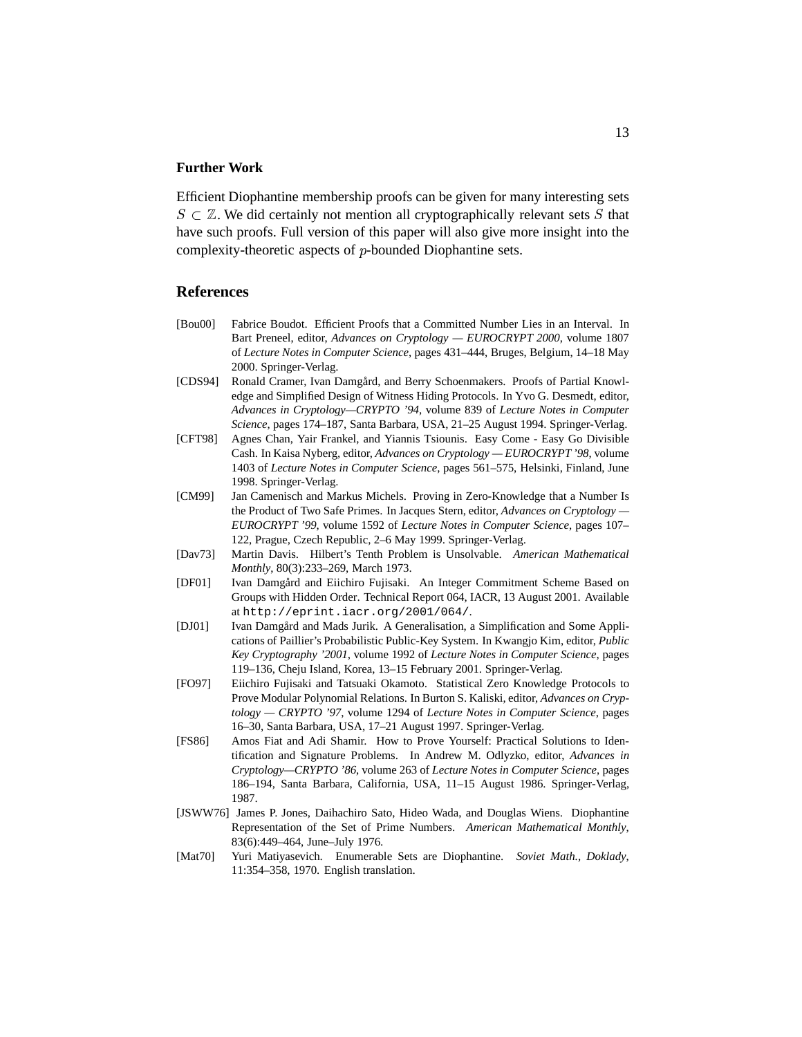### Further Work

Efficient Diophantine membership proofs can be given for many interesting sets $S \subset \mathbb{Z}$. We did certainly not mention all cryptographically relevant sets $S$ that have such proofs. Full version of this paper will also give more insight into the complexity-theoretic aspects of $p$-bounded Diophantine sets.

## References

[Bou00] Fabrice Boudot. Efficient Proofs that a Committed Number Lies in an Interval. In Bart Preneel, editor, *Advances on Cryptology — EUROCRYPT 2000*, volume 1807 of *Lecture Notes in Computer Science*, pages 431–444, Bruges, Belgium, 14–18 May 2000. Springer-Verlag.

[CDS94] Ronald Cramer, Ivan Damgård, and Berry Schoenmakers. Proofs of Partial Knowledge and Simplified Design of Witness Hiding Protocols. In Yvo G. Desmedt, editor, *Advances in Cryptology—CRYPTO '94*, volume 839 of *Lecture Notes in Computer Science*, pages 174–187, Santa Barbara, USA, 21–25 August 1994. Springer-Verlag.

[CFT98] Agnes Chan, Yair Frankel, and Yiannis Tsiounis. Easy Come - Easy Go Divisible Cash. In Kaisa Nyberg, editor, *Advances on Cryptology — EUROCRYPT '98*, volume 1403 of *Lecture Notes in Computer Science*, pages 561–575, Helsinki, Finland, June 1998. Springer-Verlag.

[CM99] Jan Camenisch and Markus Michels. Proving in Zero-Knowledge that a Number Is the Product of Two Safe Primes. In Jacques Stern, editor, *Advances on Cryptology — EUROCRYPT '99*, volume 1592 of *Lecture Notes in Computer Science*, pages 107–122, Prague, Czech Republic, 2–6 May 1999. Springer-Verlag.

[Dav73] Martin Davis. Hilbert's Tenth Problem is Unsolvable. *American Mathematical Monthly*, 80(3):233–269, March 1973.

[DF01] Ivan Damgård and Eiichiro Fujisaki. An Integer Commitment Scheme Based on Groups with Hidden Order. Technical Report 064, IACR, 13 August 2001. Available at `http://eprint.iacr.org/2001/064/`.

[DJ01] Ivan Damgård and Mads Jurik. A Generalisation, a Simplification and Some Applications of Paillier's Probabilistic Public-Key System. In Kwangjo Kim, editor, *Public Key Cryptography '2001*, volume 1992 of *Lecture Notes in Computer Science*, pages 119–136, Cheju Island, Korea, 13–15 February 2001. Springer-Verlag.

[FO97] Eiichiro Fujisaki and Tatsuaki Okamoto. Statistical Zero Knowledge Protocols to Prove Modular Polynomial Relations. In Burton S. Kaliski, editor, *Advances on Cryptology — CRYPTO '97*, volume 1294 of *Lecture Notes in Computer Science*, pages 16–30, Santa Barbara, USA, 17–21 August 1997. Springer-Verlag.

[FS86] Amos Fiat and Adi Shamir. How to Prove Yourself: Practical Solutions to Identification and Signature Problems. In Andrew M. Odlyzko, editor, *Advances in Cryptology—CRYPTO '86*, volume 263 of *Lecture Notes in Computer Science*, pages 186–194, Santa Barbara, California, USA, 11–15 August 1986. Springer-Verlag, 1987.

[JSWW76] James P. Jones, Daihachiro Sato, Hideo Wada, and Douglas Wiens. Diophantine Representation of the Set of Prime Numbers. *American Mathematical Monthly*, 83(6):449–464, June–July 1976.

[Mat70] Yuri Matiyasevich. Enumerable Sets are Diophantine. *Soviet Math., Doklady*, 11:354–358, 1970. English translation.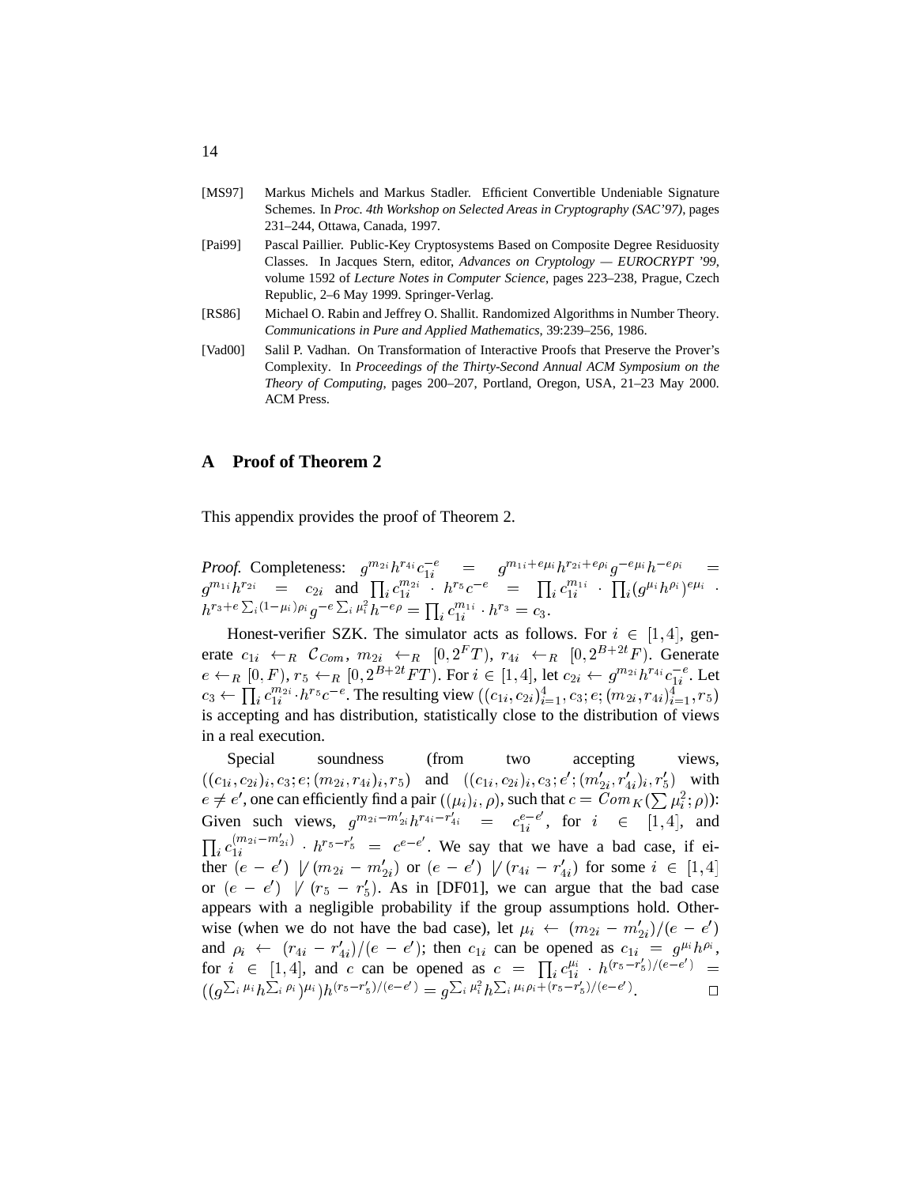[MS97] Markus Michels and Markus Stadler. Efficient Convertible Undeniable Signature Schemes. In *Proc. 4th Workshop on Selected Areas in Cryptography (SAC'97)*, pages 231–244, Ottawa, Canada, 1997.

[Pai99] Pascal Paillier. Public-Key Cryptosystems Based on Composite Degree Residuosity Classes. In Jacques Stern, editor, *Advances on Cryptology — EUROCRYPT '99*, volume 1592 of *Lecture Notes in Computer Science*, pages 223–238, Prague, Czech Republic, 2–6 May 1999. Springer-Verlag.

[RS86] Michael O. Rabin and Jeffrey O. Shallit. Randomized Algorithms in Number Theory. *Communications in Pure and Applied Mathematics*, 39:239–256, 1986.

[Vad00] Salil P. Vadhan. On Transformation of Interactive Proofs that Preserve the Prover's Complexity. In *Proceedings of the Thirty-Second Annual ACM Symposium on the Theory of Computing*, pages 200–207, Portland, Oregon, USA, 21–23 May 2000. ACM Press.

## A Proof of Theorem 2

This appendix provides the proof of Theorem 2.

*Proof.* Completeness: $g^{m_{2i}} h^{r_{4i}} c_{1i}^{-e} = g^{m_{1i}+e\mu_i} h^{r_{2i}+e\rho_i} g^{-e\mu_i} h^{-e\rho_i} = g^{m_{1i}} h^{r_{2i}} = c_{2i}$ and $\prod_i c_{1i}^{m_{2i}} \cdot h^{r_5} c^{-e} = \prod_i c_{1i}^{m_{1i}} \cdot \prod_i (g^{\mu_i} h^{\rho_i})^{e\mu_i} \cdot h^{r_3 + e\sum_i (1-\mu_i)\rho_i} g^{-e\sum_i \mu_i^2} h^{-e\rho} = \prod_i c_{1i}^{m_{1i}} \cdot h^{r_3} = c_3$.

Honest-verifier SZK. The simulator acts as follows. For $i \in [1,4]$, generate $c_{1i} \leftarrow_R \mathcal{C}_{Com}$, $m_{2i} \leftarrow_R [0, 2^F T)$, $r_{4i} \leftarrow_R [0, 2^{B+2t} F)$. Generate $e \leftarrow_R [0, F)$, $r_5 \leftarrow_R [0, 2^{B+2t} FT)$. For $i \in [1,4]$, let $c_{2i} \leftarrow g^{m_{2i}} h^{r_{4i}} c_{1i}^{-e}$. Let $c_3 \leftarrow \prod_i c_{1i}^{m_{2i}} \cdot h^{r_5} c^{-e}$. The resulting view $((c_{1i}, c_{2i})_{i=1}^4, c_3; e; (m_{2i}, r_{4i})_{i=1}^4, r_5)$ is accepting and has distribution, statistically close to the distribution of views in a real execution.

Special soundness (from two accepting views, $((c_{1i}, c_{2i})_i, c_3; e; (m_{2i}, r_{4i})_i, r_5)$ and $((c_{1i}, c_{2i})_i, c_3; e'; (m'_{2i}, r'_{4i})_i, r'_5)$ with $e \neq e'$, one can efficiently find a pair $((\mu_i)_i, \rho)$, such that $c = Com_K(\sum \mu_i^2; \rho)$): Given such views, $g^{m_{2i} - m'_{2i}} h^{r_{4i} - r'_{4i}} = c_{1i}^{e-e'}$, for $i \in [1,4]$, and $\prod_i c_{1i}^{(m_{2i} - m'_{2i})} \cdot h^{r_5 - r'_5} = c^{e-e'}$. We say that we have a bad case, if either $(e - e') \not| (m_{2i} - m'_{2i})$ or $(e - e') \not| (r_{4i} - r'_{4i})$ for some $i \in [1,4]$ or $(e - e') \not| (r_5 - r'_5)$. As in [DF01], we can argue that the bad case appears with a negligible probability if the group assumptions hold. Otherwise (when we do not have the bad case), let $\mu_i \leftarrow (m_{2i} - m'_{2i})/(e - e')$ and $\rho_i \leftarrow (r_{4i} - r'_{4i})/(e - e')$; then $c_{1i}$ can be opened as $c_{1i} = g^{\mu_i} h^{\rho_i}$, for $i \in [1,4]$, and $c$ can be opened as $c = \prod_i c_{1i}^{\mu_i} \cdot h^{(r_5 - r'_5)/(e-e')} = ((g^{\sum_i \mu_i} h^{\sum_i \rho_i})^{\mu_i}) h^{(r_5 - r'_5)/(e-e')} = g^{\sum_i \mu_i^2} h^{\sum_i \mu_i \rho_i + (r_5 - r'_5)/(e-e')}$. $\square$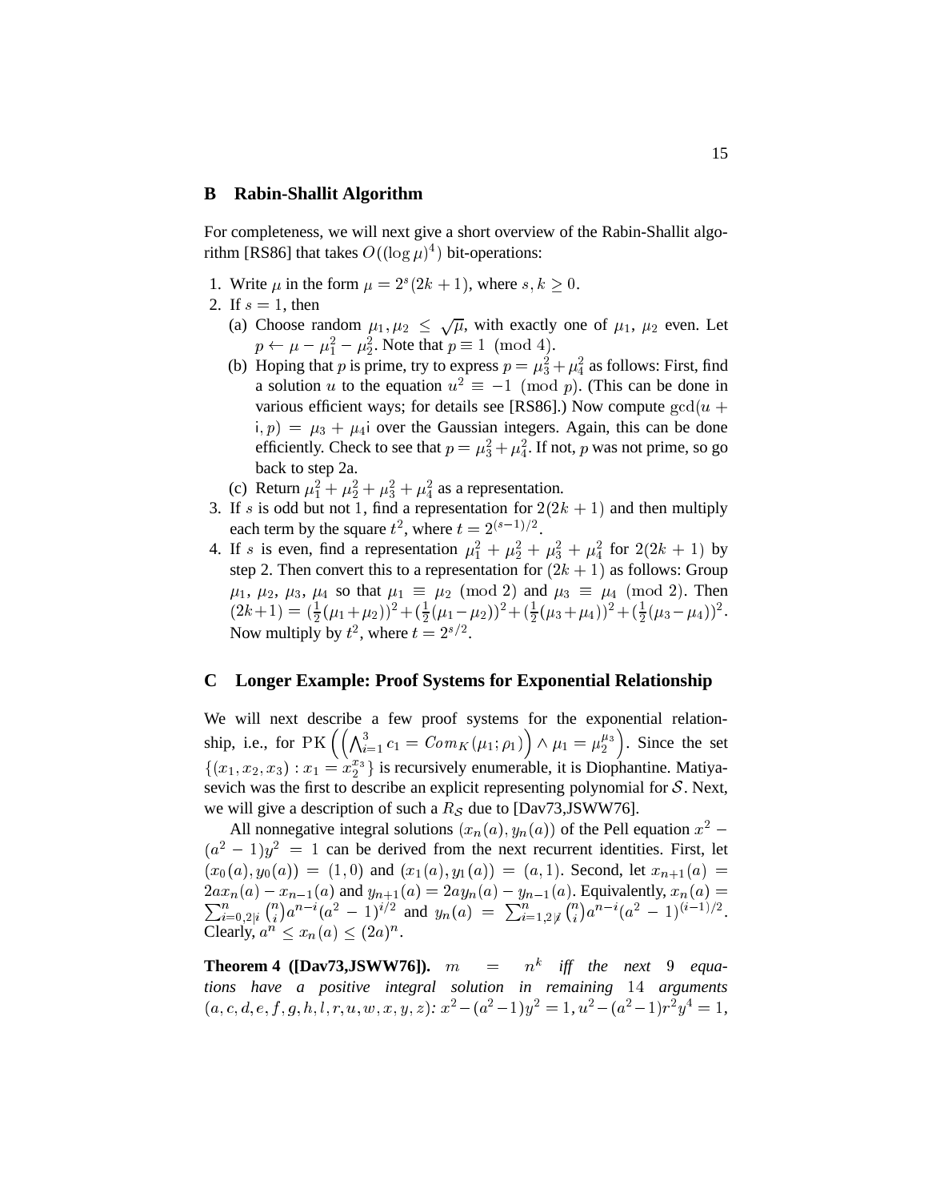## B Rabin-Shallit Algorithm

For completeness, we will next give a short overview of the Rabin-Shallit algorithm [RS86] that takes $O((\log \mu)^4)$ bit-operations:

1. Write $\mu$ in the form $\mu = 2^s(2k+1)$, where $s, k \geq 0$.
2. If $s = 1$, then
   (a) Choose random $\mu_1, \mu_2 \leq \sqrt{\mu}$, with exactly one of $\mu_1$, $\mu_2$ even. Let $p \leftarrow \mu - \mu_1^2 - \mu_2^2$. Note that $p \equiv 1 \pmod 4$.
   (b) Hoping that $p$ is prime, try to express $p = \mu_3^2 + \mu_4^2$ as follows: First, find a solution $u$ to the equation $u^2 \equiv -1 \pmod p$. (This can be done in various efficient ways; for details see [RS86].) Now compute $\gcd(u + \mathrm{i}, p) = \mu_3 + \mu_4 \mathrm{i}$ over the Gaussian integers. Again, this can be done efficiently. Check to see that $p = \mu_3^2 + \mu_4^2$. If not, $p$ was not prime, so go back to step 2a.
   (c) Return $\mu_1^2 + \mu_2^2 + \mu_3^2 + \mu_4^2$ as a representation.
3. If $s$ is odd but not 1, find a representation for $2(2k+1)$ and then multiply each term by the square $t^2$, where $t = 2^{(s-1)/2}$.
4. If $s$ is even, find a representation $\mu_1^2 + \mu_2^2 + \mu_3^2 + \mu_4^2$ for $2(2k+1)$ by step 2. Then convert this to a representation for $(2k+1)$ as follows: Group $\mu_1$, $\mu_2$, $\mu_3$, $\mu_4$ so that $\mu_1 \equiv \mu_2 \pmod 2$ and $\mu_3 \equiv \mu_4 \pmod 2$. Then $(2k+1) = (\frac{1}{2}(\mu_1+\mu_2))^2 + (\frac{1}{2}(\mu_1-\mu_2))^2 + (\frac{1}{2}(\mu_3+\mu_4))^2 + (\frac{1}{2}(\mu_3-\mu_4))^2$. Now multiply by $t^2$, where $t = 2^{s/2}$.

## C Longer Example: Proof Systems for Exponential Relationship

We will next describe a few proof systems for the exponential relationship, i.e., for $\mathrm{PK}\left(\left(\bigwedge_{i=1}^{3} c_1 = Com_K(\mu_1; \rho_1)\right) \wedge \mu_1 = \mu_2^{\mu_3}\right)$. Since the set $\{(x_1, x_2, x_3) : x_1 = x_2^{x_3}\}$ is recursively enumerable, it is Diophantine. Matiyasevich was the first to describe an explicit representing polynomial for $\mathcal{S}$. Next, we will give a description of such a $R_{\mathcal{S}}$ due to [Dav73,JSWW76].

All nonnegative integral solutions $(x_n(a), y_n(a))$ of the Pell equation $x^2 - (a^2-1)y^2 = 1$ can be derived from the next recurrent identities. First, let $(x_0(a), y_0(a)) = (1, 0)$ and $(x_1(a), y_1(a)) = (a, 1)$. Second, let $x_{n+1}(a) = 2ax_n(a) - x_{n-1}(a)$ and $y_{n+1}(a) = 2ay_n(a) - y_{n-1}(a)$. Equivalently, $x_n(a) = \sum_{i=0,2|i}^{n} \binom{n}{i} a^{n-i}(a^2-1)^{i/2}$ and $y_n(a) = \sum_{i=1,2\nmid i}^{n} \binom{n}{i} a^{n-i}(a^2-1)^{(i-1)/2}$. Clearly, $a^n \leq x_n(a) \leq (2a)^n$.

**Theorem 4 ([Dav73,JSWW76]).** *$m = n^k$ iff the next 9 equations have a positive integral solution in remaining 14 arguments $(a, c, d, e, f, g, h, l, r, u, w, x, y, z)$: $x^2 - (a^2-1)y^2 = 1$, $u^2 - (a^2-1)r^2y^4 = 1$,*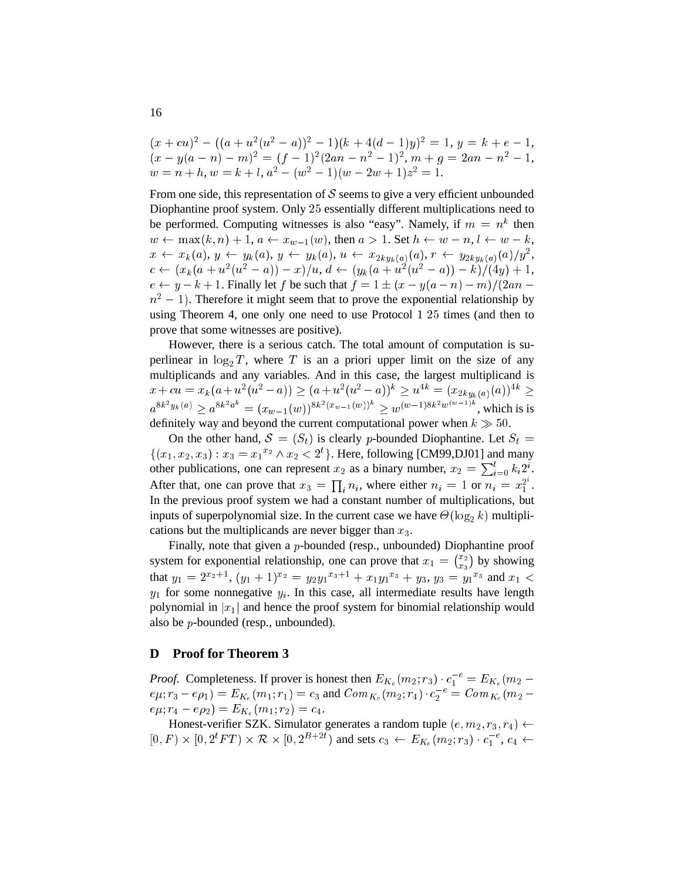$(x + cu)^2 - ((a + u^2(u^2 - a))^2 - 1)(k + 4(d - 1)y)^2 = 1$, $y = k + e - 1$, $(x - y(a - n) - m)^2 = (f - 1)^2(2an - n^2 - 1)^2$, $m + g = 2an - n^2 - 1$, $w = n + h$, $w = k + l$, $a^2 - (w^2 - 1)(w - 2w + 1)z^2 = 1$.

From one side, this representation of $\mathcal{S}$ seems to give a very efficient unbounded Diophantine proof system. Only $25$ essentially different multiplications need to be performed. Computing witnesses is also "easy". Namely, if $m = n^k$ then $w \leftarrow \max(k, n) + 1$, $a \leftarrow x_{w-1}(w)$, then $a > 1$. Set $h \leftarrow w - n$, $l \leftarrow w - k$, $x \leftarrow x_k(a)$, $y \leftarrow y_k(a)$, $y \leftarrow y_k(a)$, $u \leftarrow x_{2ky_k(a)}(a)$, $r \leftarrow y_{2ky_k(a)}(a)/y^2$, $c \leftarrow (x_k(a + u^2(u^2 - a)) - x)/u$, $d \leftarrow (y_k(a + u^2(u^2 - a)) - k)/(4y) + 1$, $e \leftarrow y - k + 1$. Finally let $f$ be such that $f = 1 \pm (x - y(a - n) - m)/(2an - n^2 - 1)$. Therefore it might seem that to prove the exponential relationship by using Theorem 4, one only one need to use Protocol 1 $25$ times (and then to prove that some witnesses are positive).

However, there is a serious catch. The total amount of computation is superlinear in $\log_2 T$, where $T$ is an a priori upper limit on the size of any multiplicands and any variables. And in this case, the largest multiplicand is $x + cu = x_k(a + u^2(u^2 - a)) \geq (a + u^2(u^2 - a))^k \geq u^{4k} = (x_{2ky_k(a)}(a))^{4k} \geq a^{8k^2 y_k(a)} \geq a^{8k^2 a^k} = (x_{w-1}(w))^{8k^2(x_{w-1}(w))^k} \geq w^{(w-1)8k^2 w^{(w-1)k}}$, which is is definitely way and beyond the current computational power when $k \gg 50$.

On the other hand, $\mathcal{S} = (S_t)$ is clearly $p$-bounded Diophantine. Let $S_t = \{(x_1, x_2, x_3) : x_3 = {x_1}^{x_2} \wedge x_2 < 2^t\}$. Here, following [CM99,DJ01] and many other publications, one can represent $x_2$ as a binary number, $x_2 = \sum_{i=0}^{t} k_i 2^i$. After that, one can prove that $x_3 = \prod_i n_i$, where either $n_i = 1$ or $n_i = x_1^{2^i}$. In the previous proof system we had a constant number of multiplications, but inputs of superpolynomial size. In the current case we have $\Theta(\log_2 k)$ multiplications but the multiplicands are never bigger than $x_3$.

Finally, note that given a $p$-bounded (resp., unbounded) Diophantine proof system for exponential relationship, one can prove that $x_1 = \binom{x_2}{x_3}$ by showing that $y_1 = 2^{x_2+1}$, $(y_1 + 1)^{x_2} = y_2 {y_1}^{x_3+1} + x_1 {y_1}^{x_3} + y_3$, $y_3 = {y_1}^{x_3}$ and $x_1 < y_1$ for some nonnegative $y_i$. In this case, all intermediate results have length polynomial in $|x_1|$ and hence the proof system for binomial relationship would also be $p$-bounded (resp., unbounded).

## D Proof for Theorem 3

*Proof.* Completeness. If prover is honest then $E_{K_e}(m_2; r_3) \cdot c_1^{-e} = E_{K_e}(m_2 - e\mu; r_3 - e\rho_1) = E_{K_e}(m_1; r_1) = c_3$ and $Com_{K_c}(m_2; r_4) \cdot c_2^{-e} = Com_{K_c}(m_2 - e\mu; r_4 - e\rho_2) = E_{K_e}(m_1; r_2) = c_4$.

Honest-verifier SZK. Simulator generates a random tuple $(e, m_2, r_3, r_4) \leftarrow [0, F) \times [0, 2^t FT) \times \mathcal{R} \times [0, 2^{B+2t})$ and sets $c_3 \leftarrow E_{K_e}(m_2; r_3) \cdot c_1^{-e}$, $c_4 \leftarrow$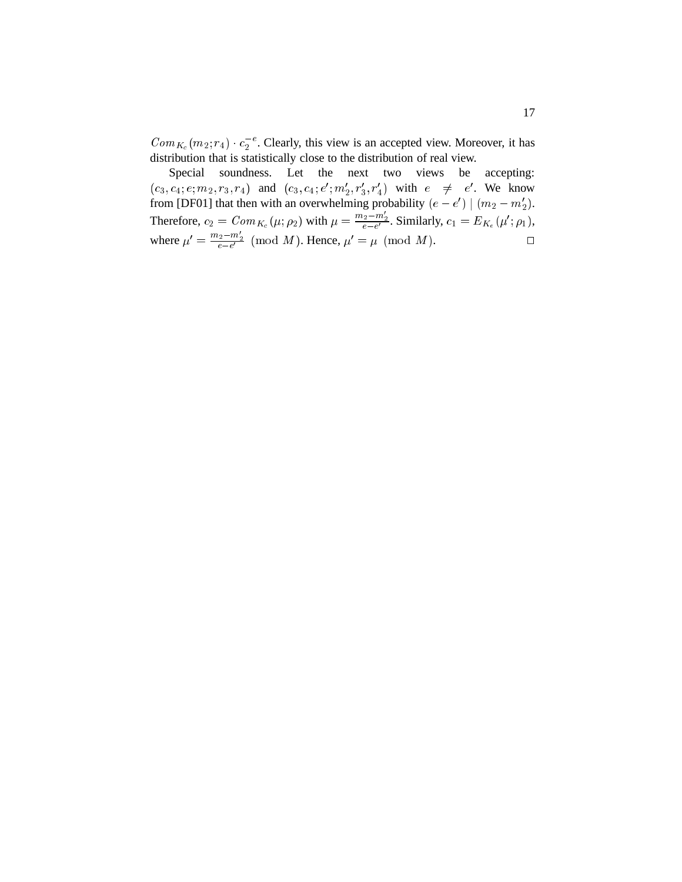$Com_{K_c}(m_2; r_4) \cdot c_2^{-e}$. Clearly, this view is an accepted view. Moreover, it has distribution that is statistically close to the distribution of real view.

Special soundness. Let the next two views be accepting: $(c_3, c_4; e; m_2, r_3, r_4)$ and $(c_3, c_4; e'; m_2', r_3', r_4')$ with $e \neq e'$. We know from [DF01] that then with an overwhelming probability $(e - e') \mid (m_2 - m_2')$. Therefore, $c_2 = Com_{K_c}(\mu; \rho_2)$ with $\mu = \frac{m_2 - m_2'}{e - e'}$. Similarly, $c_1 = E_{K_e}(\mu'; \rho_1)$, where $\mu' = \frac{m_2 - m_2'}{e - e'} \pmod{M}$. Hence, $\mu' = \mu \pmod{M}$. □